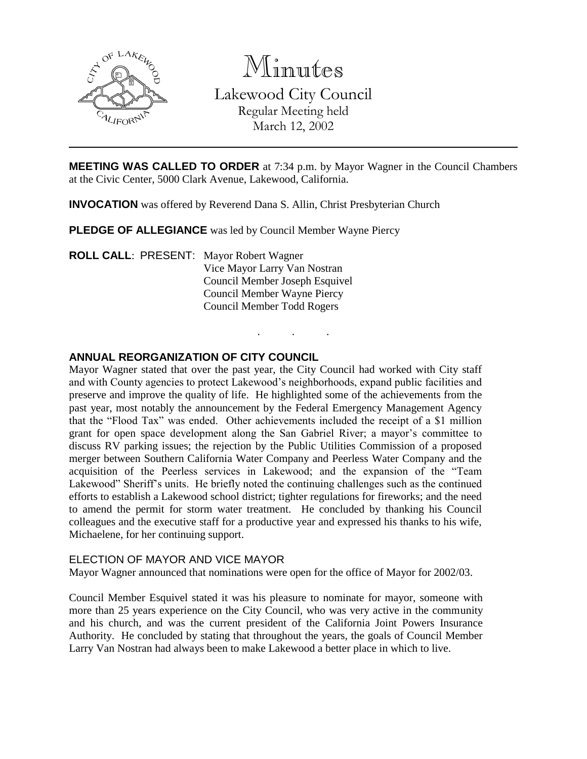# Minutes

Lakewood City Council
Regular Meeting held
March 12, 2002

**MEETING WAS CALLED TO ORDER** at 7:34 p.m. by Mayor Wagner in the Council Chambers at the Civic Center, 5000 Clark Avenue, Lakewood, California.

**INVOCATION** was offered by Reverend Dana S. Allin, Christ Presbyterian Church

**PLEDGE OF ALLEGIANCE** was led by Council Member Wayne Piercy

**ROLL CALL**: PRESENT: Mayor Robert Wagner
Vice Mayor Larry Van Nostran
Council Member Joseph Esquivel
Council Member Wayne Piercy
Council Member Todd Rogers

. . .

## ANNUAL REORGANIZATION OF CITY COUNCIL

Mayor Wagner stated that over the past year, the City Council had worked with City staff and with County agencies to protect Lakewood's neighborhoods, expand public facilities and preserve and improve the quality of life. He highlighted some of the achievements from the past year, most notably the announcement by the Federal Emergency Management Agency that the "Flood Tax" was ended. Other achievements included the receipt of a $1 million grant for open space development along the San Gabriel River; a mayor's committee to discuss RV parking issues; the rejection by the Public Utilities Commission of a proposed merger between Southern California Water Company and Peerless Water Company and the acquisition of the Peerless services in Lakewood; and the expansion of the "Team Lakewood" Sheriff's units. He briefly noted the continuing challenges such as the continued efforts to establish a Lakewood school district; tighter regulations for fireworks; and the need to amend the permit for storm water treatment. He concluded by thanking his Council colleagues and the executive staff for a productive year and expressed his thanks to his wife, Michaelene, for her continuing support.

### ELECTION OF MAYOR AND VICE MAYOR

Mayor Wagner announced that nominations were open for the office of Mayor for 2002/03.

Council Member Esquivel stated it was his pleasure to nominate for mayor, someone with more than 25 years experience on the City Council, who was very active in the community and his church, and was the current president of the California Joint Powers Insurance Authority. He concluded by stating that throughout the years, the goals of Council Member Larry Van Nostran had always been to make Lakewood a better place in which to live.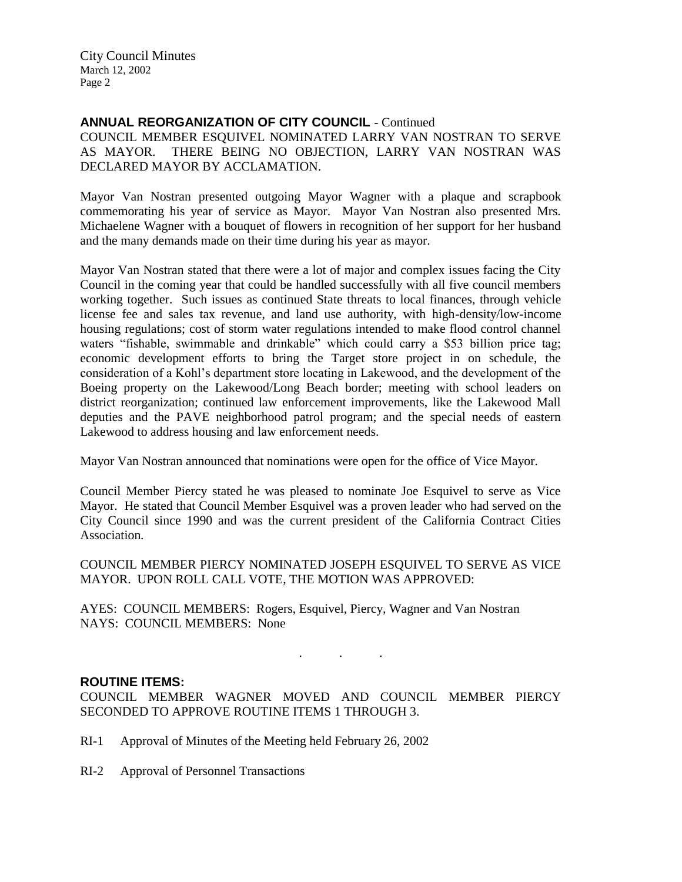**ANNUAL REORGANIZATION OF CITY COUNCIL** - Continued

COUNCIL MEMBER ESQUIVEL NOMINATED LARRY VAN NOSTRAN TO SERVE AS MAYOR. THERE BEING NO OBJECTION, LARRY VAN NOSTRAN WAS DECLARED MAYOR BY ACCLAMATION.

Mayor Van Nostran presented outgoing Mayor Wagner with a plaque and scrapbook commemorating his year of service as Mayor. Mayor Van Nostran also presented Mrs. Michaelene Wagner with a bouquet of flowers in recognition of her support for her husband and the many demands made on their time during his year as mayor.

Mayor Van Nostran stated that there were a lot of major and complex issues facing the City Council in the coming year that could be handled successfully with all five council members working together. Such issues as continued State threats to local finances, through vehicle license fee and sales tax revenue, and land use authority, with high-density/low-income housing regulations; cost of storm water regulations intended to make flood control channel waters "fishable, swimmable and drinkable" which could carry a $53 billion price tag; economic development efforts to bring the Target store project in on schedule, the consideration of a Kohl's department store locating in Lakewood, and the development of the Boeing property on the Lakewood/Long Beach border; meeting with school leaders on district reorganization; continued law enforcement improvements, like the Lakewood Mall deputies and the PAVE neighborhood patrol program; and the special needs of eastern Lakewood to address housing and law enforcement needs.

Mayor Van Nostran announced that nominations were open for the office of Vice Mayor.

Council Member Piercy stated he was pleased to nominate Joe Esquivel to serve as Vice Mayor. He stated that Council Member Esquivel was a proven leader who had served on the City Council since 1990 and was the current president of the California Contract Cities Association.

COUNCIL MEMBER PIERCY NOMINATED JOSEPH ESQUIVEL TO SERVE AS VICE MAYOR. UPON ROLL CALL VOTE, THE MOTION WAS APPROVED:

AYES: COUNCIL MEMBERS: Rogers, Esquivel, Piercy, Wagner and Van Nostran
NAYS: COUNCIL MEMBERS: None

. . .

**ROUTINE ITEMS:**

COUNCIL MEMBER WAGNER MOVED AND COUNCIL MEMBER PIERCY SECONDED TO APPROVE ROUTINE ITEMS 1 THROUGH 3.

RI-1 Approval of Minutes of the Meeting held February 26, 2002

RI-2 Approval of Personnel Transactions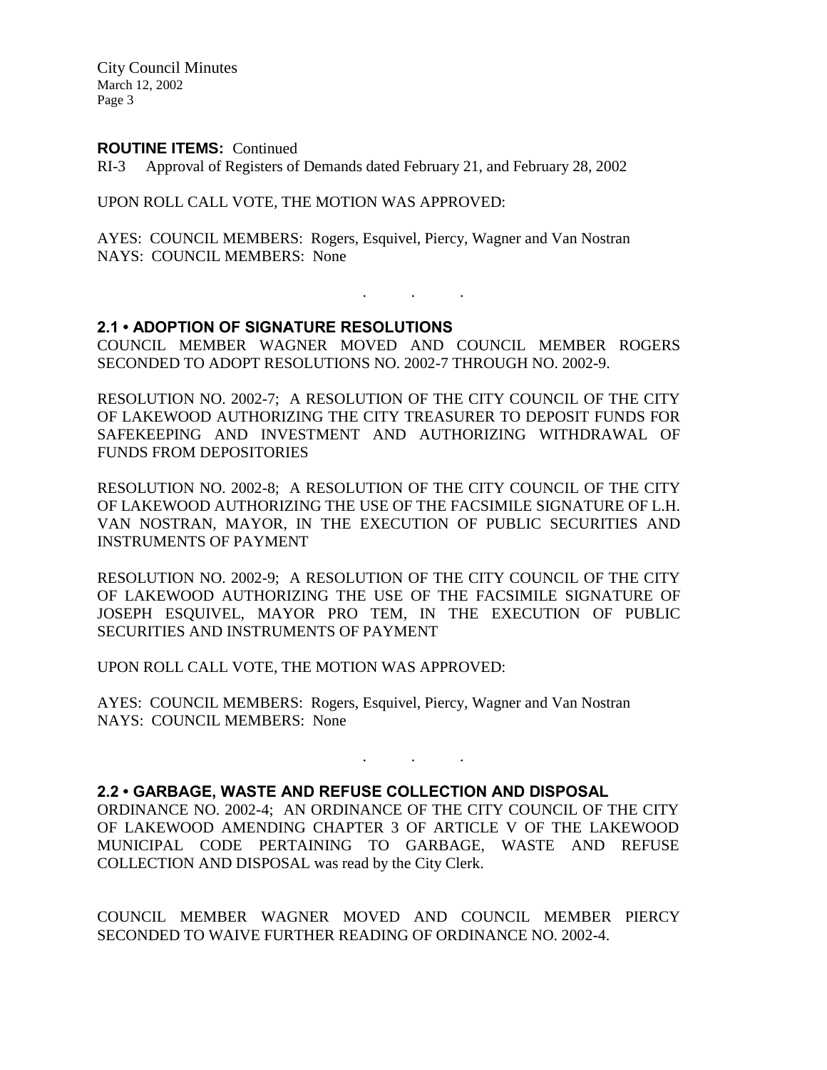**ROUTINE ITEMS:** Continued

RI-3 Approval of Registers of Demands dated February 21, and February 28, 2002

UPON ROLL CALL VOTE, THE MOTION WAS APPROVED:

AYES: COUNCIL MEMBERS: Rogers, Esquivel, Piercy, Wagner and Van Nostran
NAYS: COUNCIL MEMBERS: None

. . .

## 2.1 • ADOPTION OF SIGNATURE RESOLUTIONS

COUNCIL MEMBER WAGNER MOVED AND COUNCIL MEMBER ROGERS SECONDED TO ADOPT RESOLUTIONS NO. 2002-7 THROUGH NO. 2002-9.

RESOLUTION NO. 2002-7; A RESOLUTION OF THE CITY COUNCIL OF THE CITY OF LAKEWOOD AUTHORIZING THE CITY TREASURER TO DEPOSIT FUNDS FOR SAFEKEEPING AND INVESTMENT AND AUTHORIZING WITHDRAWAL OF FUNDS FROM DEPOSITORIES

RESOLUTION NO. 2002-8; A RESOLUTION OF THE CITY COUNCIL OF THE CITY OF LAKEWOOD AUTHORIZING THE USE OF THE FACSIMILE SIGNATURE OF L.H. VAN NOSTRAN, MAYOR, IN THE EXECUTION OF PUBLIC SECURITIES AND INSTRUMENTS OF PAYMENT

RESOLUTION NO. 2002-9; A RESOLUTION OF THE CITY COUNCIL OF THE CITY OF LAKEWOOD AUTHORIZING THE USE OF THE FACSIMILE SIGNATURE OF JOSEPH ESQUIVEL, MAYOR PRO TEM, IN THE EXECUTION OF PUBLIC SECURITIES AND INSTRUMENTS OF PAYMENT

UPON ROLL CALL VOTE, THE MOTION WAS APPROVED:

AYES: COUNCIL MEMBERS: Rogers, Esquivel, Piercy, Wagner and Van Nostran
NAYS: COUNCIL MEMBERS: None

. . .

## 2.2 • GARBAGE, WASTE AND REFUSE COLLECTION AND DISPOSAL

ORDINANCE NO. 2002-4; AN ORDINANCE OF THE CITY COUNCIL OF THE CITY OF LAKEWOOD AMENDING CHAPTER 3 OF ARTICLE V OF THE LAKEWOOD MUNICIPAL CODE PERTAINING TO GARBAGE, WASTE AND REFUSE COLLECTION AND DISPOSAL was read by the City Clerk.

COUNCIL MEMBER WAGNER MOVED AND COUNCIL MEMBER PIERCY SECONDED TO WAIVE FURTHER READING OF ORDINANCE NO. 2002-4.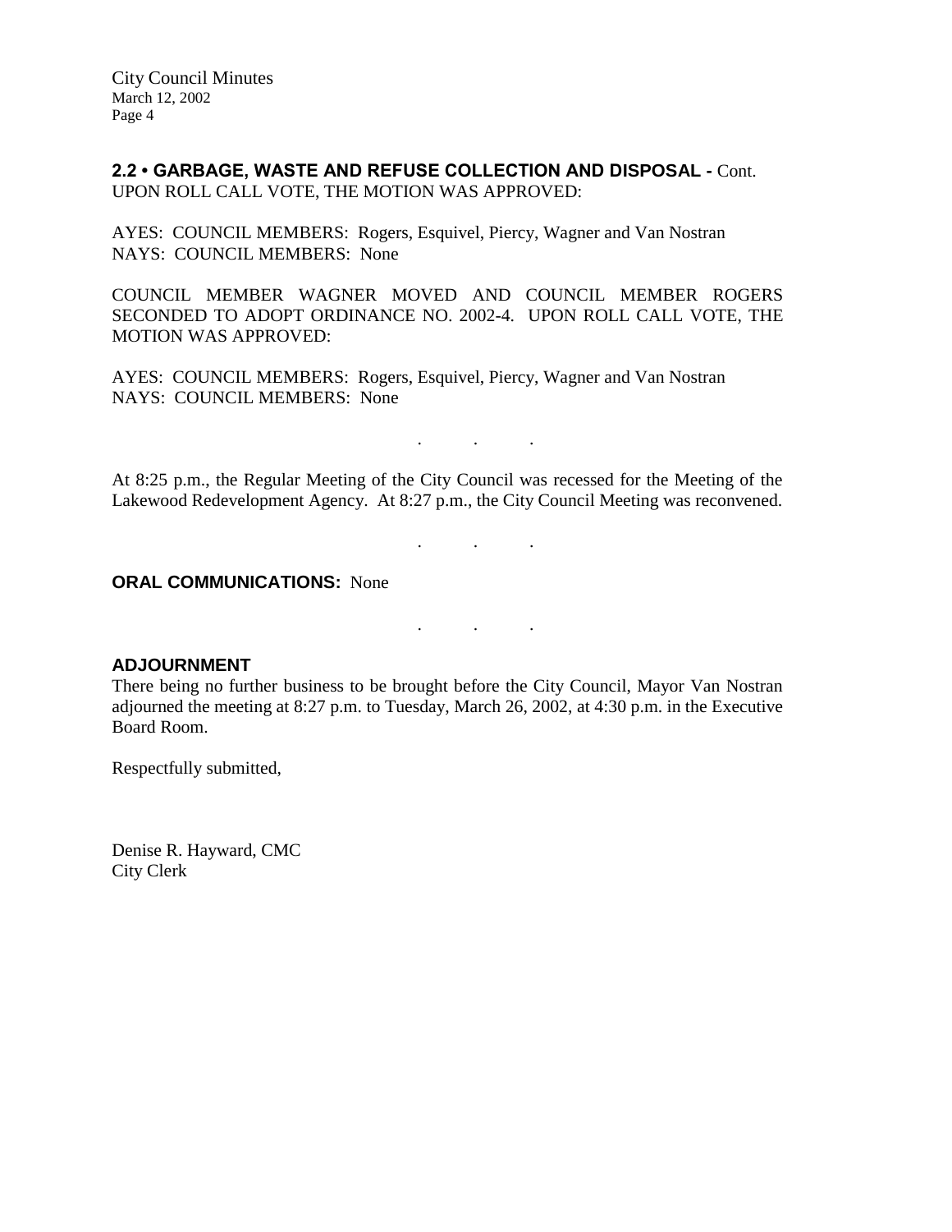**2.2 • GARBAGE, WASTE AND REFUSE COLLECTION AND DISPOSAL -** Cont.
UPON ROLL CALL VOTE, THE MOTION WAS APPROVED:

AYES: COUNCIL MEMBERS: Rogers, Esquivel, Piercy, Wagner and Van Nostran
NAYS: COUNCIL MEMBERS: None

COUNCIL MEMBER WAGNER MOVED AND COUNCIL MEMBER ROGERS SECONDED TO ADOPT ORDINANCE NO. 2002-4. UPON ROLL CALL VOTE, THE MOTION WAS APPROVED:

AYES: COUNCIL MEMBERS: Rogers, Esquivel, Piercy, Wagner and Van Nostran
NAYS: COUNCIL MEMBERS: None

. . .

At 8:25 p.m., the Regular Meeting of the City Council was recessed for the Meeting of the Lakewood Redevelopment Agency. At 8:27 p.m., the City Council Meeting was reconvened.

. . .

**ORAL COMMUNICATIONS:** None

. . .

**ADJOURNMENT**

There being no further business to be brought before the City Council, Mayor Van Nostran adjourned the meeting at 8:27 p.m. to Tuesday, March 26, 2002, at 4:30 p.m. in the Executive Board Room.

Respectfully submitted,

Denise R. Hayward, CMC
City Clerk